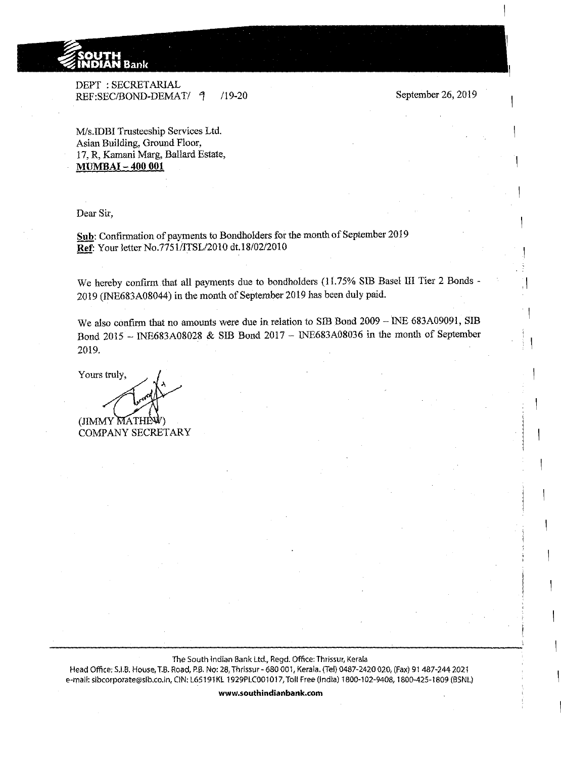**SOUTH INDIAN Bank**

DEPT : SECRETARIAL
REF:SEC/BOND-DEMAT/ 9 /19-20

September 26, 2019

M/s.IDBI Trusteeship Services Ltd.
Asian Building, Ground Floor,
17, R, Kamani Marg, Ballard Estate,
**MUMBAI – 400 001**

Dear Sir,

**Sub**: Confirmation of payments to Bondholders for the month of September 2019
**Ref**: Your letter No.7751/ITSL/2010 dt.18/02/2010

We hereby confirm that all payments due to bondholders (11.75% SIB Basel III Tier 2 Bonds - 2019 (INE683A08044) in the month of September 2019 has been duly paid.

We also confirm that no amounts were due in relation to SIB Bond 2009 – INE 683A09091, SIB Bond 2015 – INE683A08028 & SIB Bond 2017 – INE683A08036 in the month of September 2019.

Yours truly,

(JIMMY MATHEW)
COMPANY SECRETARY

The South Indian Bank Ltd., Regd. Office: Thrissur, Kerala
Head Office: S.I.B. House, T.B. Road, P.B. No: 28, Thrissur - 680 001, Kerala. (Tel) 0487-2420 020, (Fax) 91 487-244 2021
e-mail: sibcorporate@sib.co.in, CIN: L65191KL 1929PLC001017, Toll Free (India) 1800-102-9408, 1800-425-1809 (BSNL)
**www.southindianbank.com**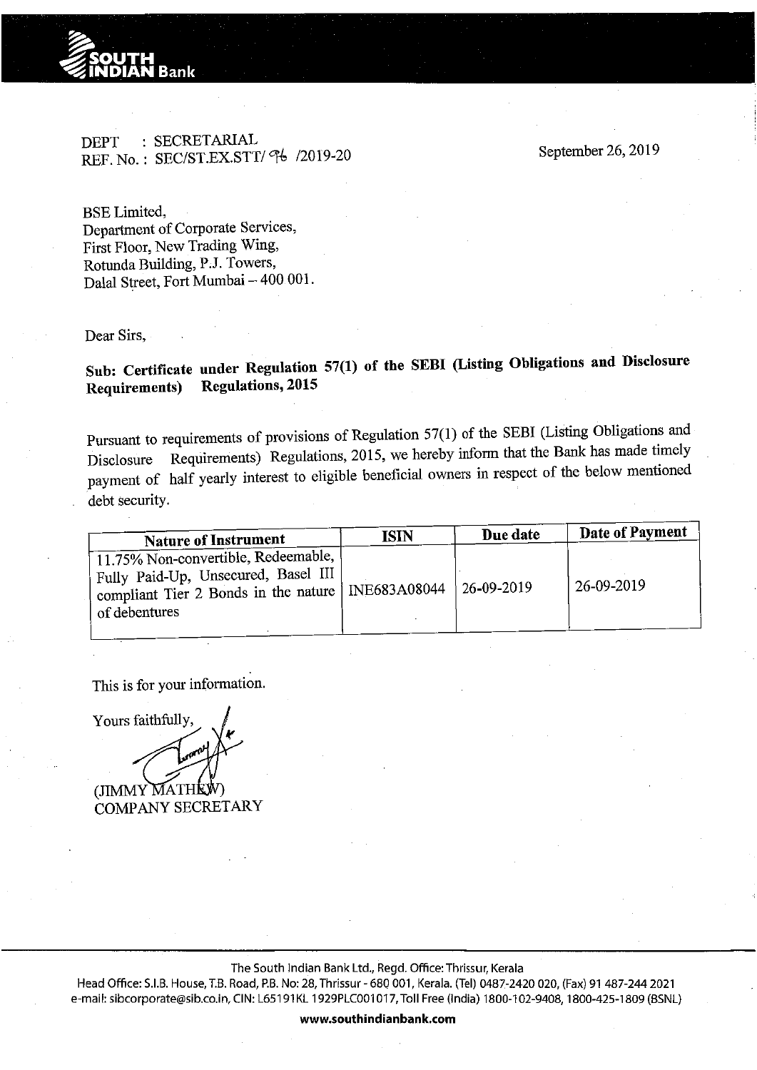DEPT : SECRETARIAL
REF. No. : SEC/ST.EX.STT/ 96 /2019-20

September 26, 2019

BSE Limited,
Department of Corporate Services,
First Floor, New Trading Wing,
Rotunda Building, P.J. Towers,
Dalal Street, Fort Mumbai – 400 001.

Dear Sirs,

**Sub: Certificate under Regulation 57(1) of the SEBI (Listing Obligations and Disclosure Requirements) Regulations, 2015**

Pursuant to requirements of provisions of Regulation 57(1) of the SEBI (Listing Obligations and Disclosure Requirements) Regulations, 2015, we hereby inform that the Bank has made timely payment of half yearly interest to eligible beneficial owners in respect of the below mentioned debt security.

| Nature of Instrument | ISIN | Due date | Date of Payment |
|---|---|---|---|
| 11.75% Non-convertible, Redeemable, Fully Paid-Up, Unsecured, Basel III compliant Tier 2 Bonds in the nature of debentures | INE683A08044 | 26-09-2019 | 26-09-2019 |

This is for your information.

Yours faithfully,

(JIMMY MATHEW)
COMPANY SECRETARY

The South Indian Bank Ltd., Regd. Office: Thrissur, Kerala
Head Office: S.I.B. House, T.B. Road, P.B. No: 28, Thrissur - 680 001, Kerala. (Tel) 0487-2420 020, (Fax) 91 487-244 2021
e-mail: sibcorporate@sib.co.in, CIN: L65191KL1929PLC001017, Toll Free (India) 1800-102-9408, 1800-425-1809 (BSNL)

**www.southindianbank.com**